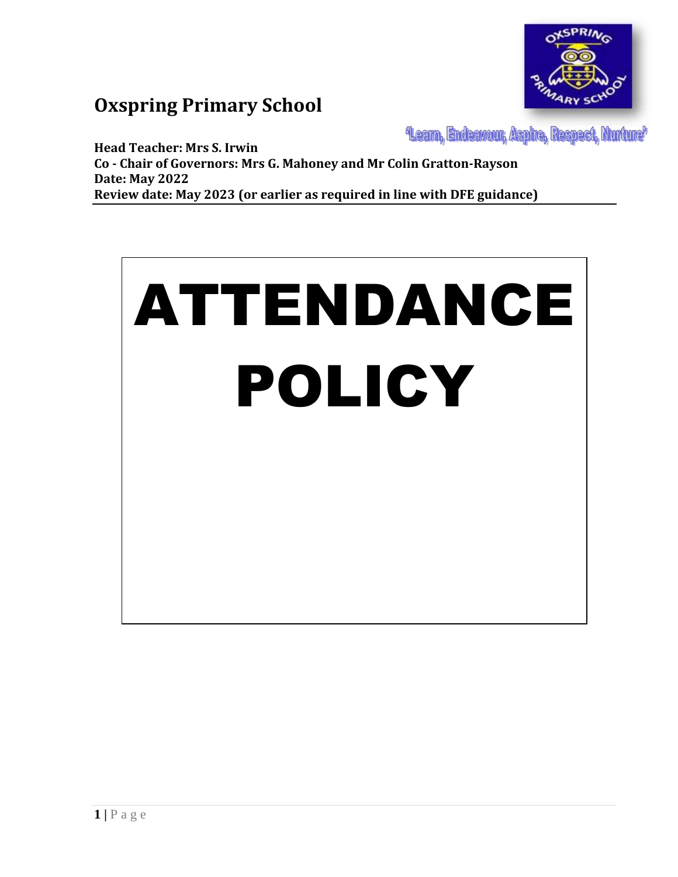# Oxspring Primary School

'Learn, Endeavour, Aspire, Respect, Nurture'

**Head Teacher: Mrs S. Irwin**
**Co - Chair of Governors: Mrs G. Mahoney and Mr Colin Gratton-Rayson**
**Date: May 2022**
**Review date: May 2023 (or earlier as required in line with DFE guidance)**

# ATTENDANCE POLICY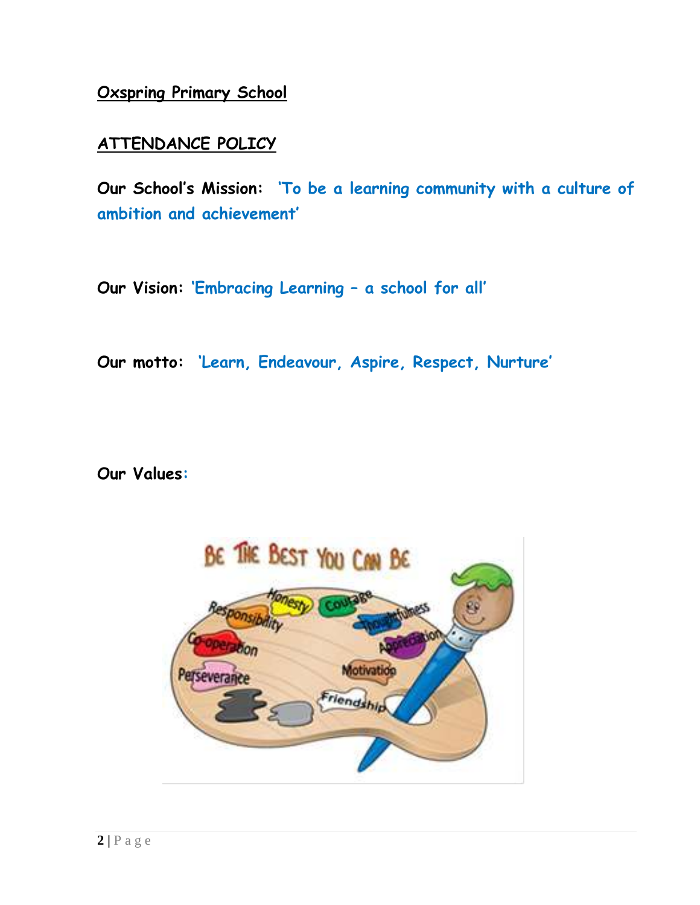**Oxspring Primary School**

**ATTENDANCE POLICY**

**Our School's Mission:** **'To be a learning community with a culture of ambition and achievement'**

**Our Vision:** **'Embracing Learning – a school for all'**

**Our motto:** **'Learn, Endeavour, Aspire, Respect, Nurture'**

**Our Values:**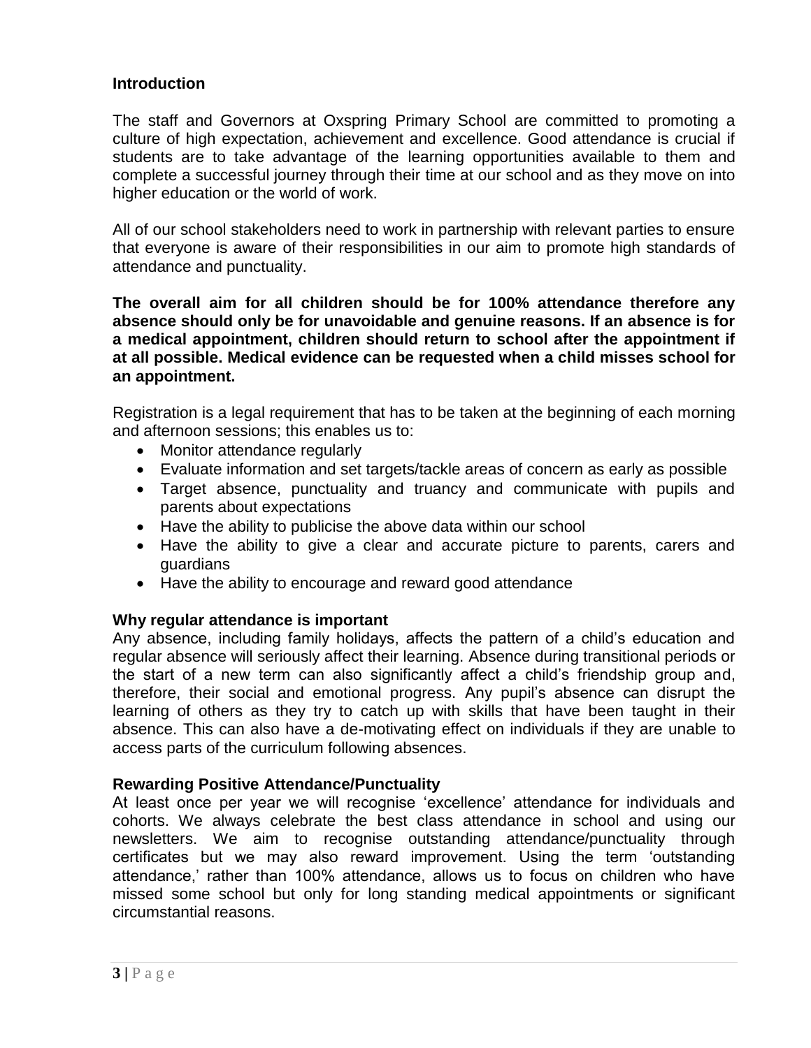## Introduction

The staff and Governors at Oxspring Primary School are committed to promoting a culture of high expectation, achievement and excellence. Good attendance is crucial if students are to take advantage of the learning opportunities available to them and complete a successful journey through their time at our school and as they move on into higher education or the world of work.

All of our school stakeholders need to work in partnership with relevant parties to ensure that everyone is aware of their responsibilities in our aim to promote high standards of attendance and punctuality.

**The overall aim for all children should be for 100% attendance therefore any absence should only be for unavoidable and genuine reasons. If an absence is for a medical appointment, children should return to school after the appointment if at all possible. Medical evidence can be requested when a child misses school for an appointment.**

Registration is a legal requirement that has to be taken at the beginning of each morning and afternoon sessions; this enables us to:

- Monitor attendance regularly
- Evaluate information and set targets/tackle areas of concern as early as possible
- Target absence, punctuality and truancy and communicate with pupils and parents about expectations
- Have the ability to publicise the above data within our school
- Have the ability to give a clear and accurate picture to parents, carers and guardians
- Have the ability to encourage and reward good attendance

### Why regular attendance is important

Any absence, including family holidays, affects the pattern of a child's education and regular absence will seriously affect their learning. Absence during transitional periods or the start of a new term can also significantly affect a child's friendship group and, therefore, their social and emotional progress. Any pupil's absence can disrupt the learning of others as they try to catch up with skills that have been taught in their absence. This can also have a de-motivating effect on individuals if they are unable to access parts of the curriculum following absences.

### Rewarding Positive Attendance/Punctuality

At least once per year we will recognise 'excellence' attendance for individuals and cohorts. We always celebrate the best class attendance in school and using our newsletters. We aim to recognise outstanding attendance/punctuality through certificates but we may also reward improvement. Using the term 'outstanding attendance,' rather than 100% attendance, allows us to focus on children who have missed some school but only for long standing medical appointments or significant circumstantial reasons.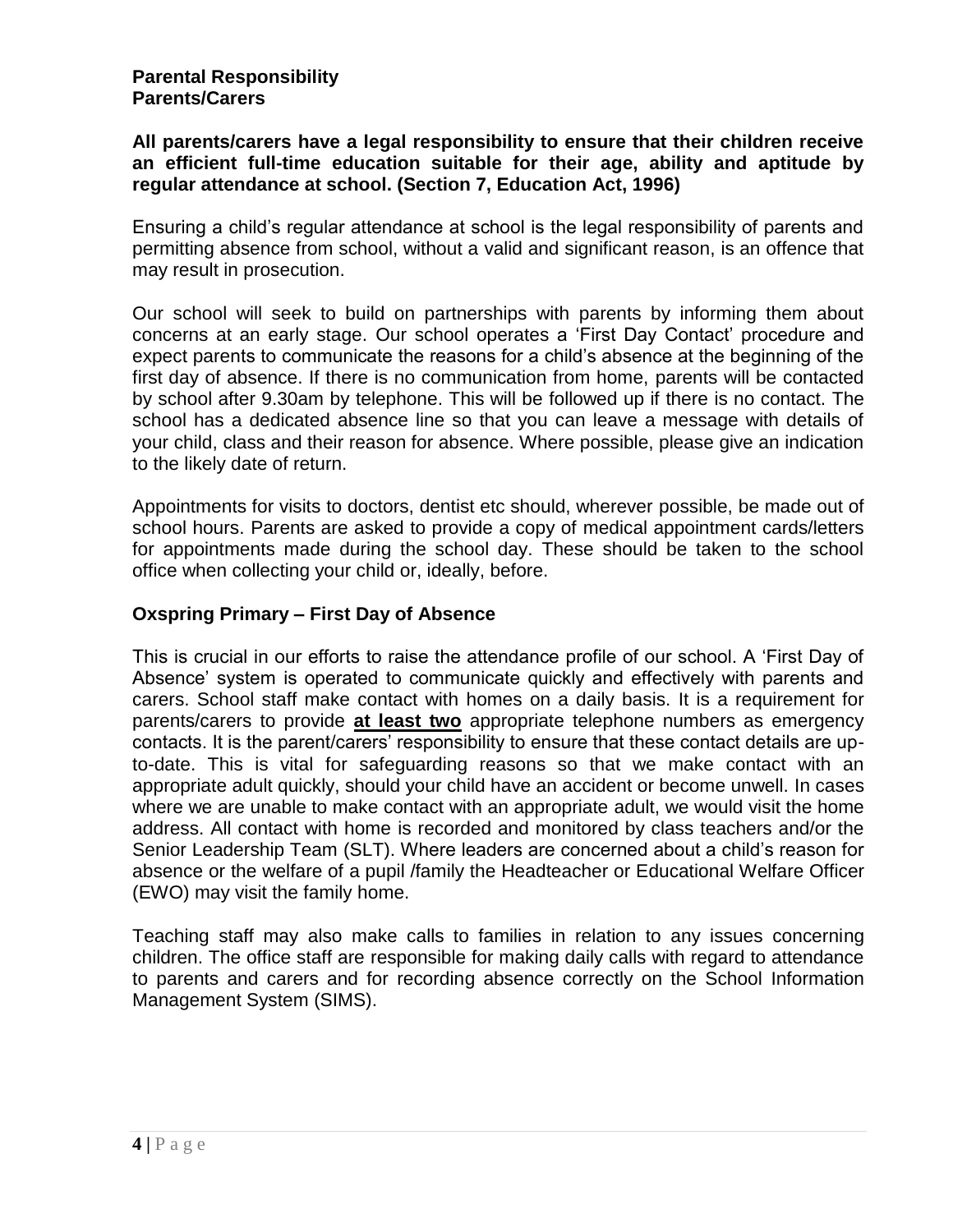**Parental Responsibility**
**Parents/Carers**

**All parents/carers have a legal responsibility to ensure that their children receive an efficient full-time education suitable for their age, ability and aptitude by regular attendance at school. (Section 7, Education Act, 1996)**

Ensuring a child's regular attendance at school is the legal responsibility of parents and permitting absence from school, without a valid and significant reason, is an offence that may result in prosecution.

Our school will seek to build on partnerships with parents by informing them about concerns at an early stage. Our school operates a 'First Day Contact' procedure and expect parents to communicate the reasons for a child's absence at the beginning of the first day of absence. If there is no communication from home, parents will be contacted by school after 9.30am by telephone. This will be followed up if there is no contact. The school has a dedicated absence line so that you can leave a message with details of your child, class and their reason for absence. Where possible, please give an indication to the likely date of return.

Appointments for visits to doctors, dentist etc should, wherever possible, be made out of school hours. Parents are asked to provide a copy of medical appointment cards/letters for appointments made during the school day. These should be taken to the school office when collecting your child or, ideally, before.

## Oxspring Primary – First Day of Absence

This is crucial in our efforts to raise the attendance profile of our school. A 'First Day of Absence' system is operated to communicate quickly and effectively with parents and carers. School staff make contact with homes on a daily basis. It is a requirement for parents/carers to provide **at least two** appropriate telephone numbers as emergency contacts. It is the parent/carers' responsibility to ensure that these contact details are up-to-date. This is vital for safeguarding reasons so that we make contact with an appropriate adult quickly, should your child have an accident or become unwell. In cases where we are unable to make contact with an appropriate adult, we would visit the home address. All contact with home is recorded and monitored by class teachers and/or the Senior Leadership Team (SLT). Where leaders are concerned about a child's reason for absence or the welfare of a pupil /family the Headteacher or Educational Welfare Officer (EWO) may visit the family home.

Teaching staff may also make calls to families in relation to any issues concerning children. The office staff are responsible for making daily calls with regard to attendance to parents and carers and for recording absence correctly on the School Information Management System (SIMS).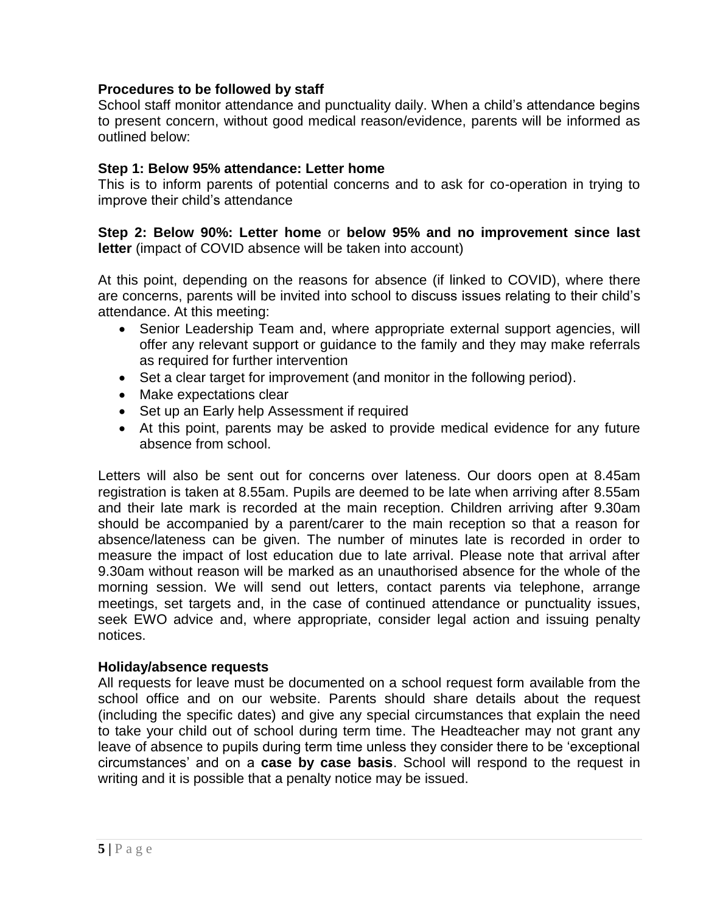**Procedures to be followed by staff**

School staff monitor attendance and punctuality daily. When a child's attendance begins to present concern, without good medical reason/evidence, parents will be informed as outlined below:

**Step 1: Below 95% attendance: Letter home**

This is to inform parents of potential concerns and to ask for co-operation in trying to improve their child's attendance

**Step 2: Below 90%: Letter home** or **below 95% and no improvement since last letter** (impact of COVID absence will be taken into account)

At this point, depending on the reasons for absence (if linked to COVID), where there are concerns, parents will be invited into school to discuss issues relating to their child's attendance. At this meeting:

- Senior Leadership Team and, where appropriate external support agencies, will offer any relevant support or guidance to the family and they may make referrals as required for further intervention
- Set a clear target for improvement (and monitor in the following period).
- Make expectations clear
- Set up an Early help Assessment if required
- At this point, parents may be asked to provide medical evidence for any future absence from school.

Letters will also be sent out for concerns over lateness. Our doors open at 8.45am registration is taken at 8.55am. Pupils are deemed to be late when arriving after 8.55am and their late mark is recorded at the main reception. Children arriving after 9.30am should be accompanied by a parent/carer to the main reception so that a reason for absence/lateness can be given. The number of minutes late is recorded in order to measure the impact of lost education due to late arrival. Please note that arrival after 9.30am without reason will be marked as an unauthorised absence for the whole of the morning session. We will send out letters, contact parents via telephone, arrange meetings, set targets and, in the case of continued attendance or punctuality issues, seek EWO advice and, where appropriate, consider legal action and issuing penalty notices.

**Holiday/absence requests**

All requests for leave must be documented on a school request form available from the school office and on our website. Parents should share details about the request (including the specific dates) and give any special circumstances that explain the need to take your child out of school during term time. The Headteacher may not grant any leave of absence to pupils during term time unless they consider there to be 'exceptional circumstances' and on a **case by case basis**. School will respond to the request in writing and it is possible that a penalty notice may be issued.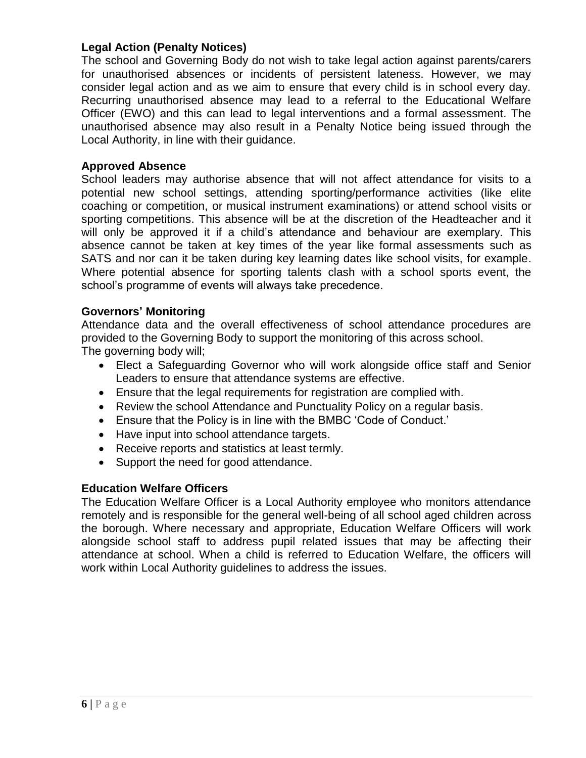### Legal Action (Penalty Notices)

The school and Governing Body do not wish to take legal action against parents/carers for unauthorised absences or incidents of persistent lateness. However, we may consider legal action and as we aim to ensure that every child is in school every day. Recurring unauthorised absence may lead to a referral to the Educational Welfare Officer (EWO) and this can lead to legal interventions and a formal assessment. The unauthorised absence may also result in a Penalty Notice being issued through the Local Authority, in line with their guidance.

### Approved Absence

School leaders may authorise absence that will not affect attendance for visits to a potential new school settings, attending sporting/performance activities (like elite coaching or competition, or musical instrument examinations) or attend school visits or sporting competitions. This absence will be at the discretion of the Headteacher and it will only be approved it if a child's attendance and behaviour are exemplary. This absence cannot be taken at key times of the year like formal assessments such as SATS and nor can it be taken during key learning dates like school visits, for example. Where potential absence for sporting talents clash with a school sports event, the school's programme of events will always take precedence.

### Governors' Monitoring

Attendance data and the overall effectiveness of school attendance procedures are provided to the Governing Body to support the monitoring of this across school.
The governing body will;

- Elect a Safeguarding Governor who will work alongside office staff and Senior Leaders to ensure that attendance systems are effective.
- Ensure that the legal requirements for registration are complied with.
- Review the school Attendance and Punctuality Policy on a regular basis.
- Ensure that the Policy is in line with the BMBC 'Code of Conduct.'
- Have input into school attendance targets.
- Receive reports and statistics at least termly.
- Support the need for good attendance.

### Education Welfare Officers

The Education Welfare Officer is a Local Authority employee who monitors attendance remotely and is responsible for the general well-being of all school aged children across the borough. Where necessary and appropriate, Education Welfare Officers will work alongside school staff to address pupil related issues that may be affecting their attendance at school. When a child is referred to Education Welfare, the officers will work within Local Authority guidelines to address the issues.